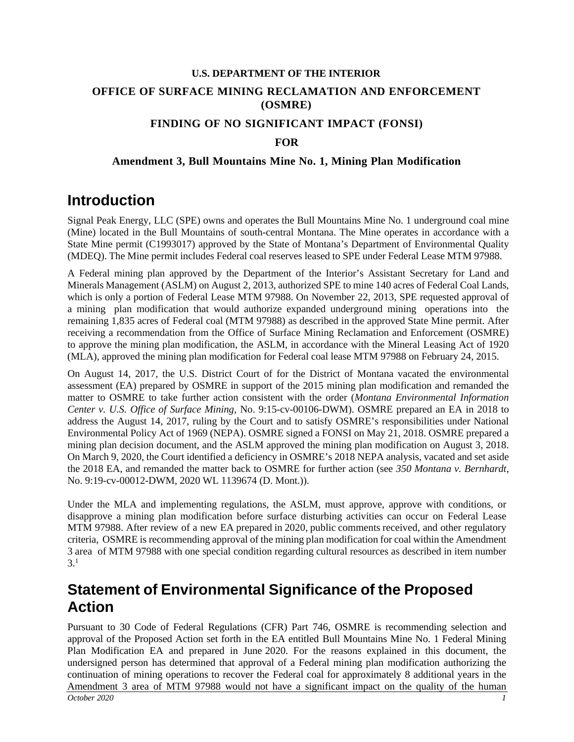**U.S. DEPARTMENT OF THE INTERIOR**

**OFFICE OF SURFACE MINING RECLAMATION AND ENFORCEMENT (OSMRE)**

**FINDING OF NO SIGNIFICANT IMPACT (FONSI)**

**FOR**

**Amendment 3, Bull Mountains Mine No. 1, Mining Plan Modification**

# Introduction

Signal Peak Energy, LLC (SPE) owns and operates the Bull Mountains Mine No. 1 underground coal mine (Mine) located in the Bull Mountains of south-central Montana. The Mine operates in accordance with a State Mine permit (C1993017) approved by the State of Montana's Department of Environmental Quality (MDEQ). The Mine permit includes Federal coal reserves leased to SPE under Federal Lease MTM 97988.

A Federal mining plan approved by the Department of the Interior's Assistant Secretary for Land and Minerals Management (ASLM) on August 2, 2013, authorized SPE to mine 140 acres of Federal Coal Lands, which is only a portion of Federal Lease MTM 97988. On November 22, 2013, SPE requested approval of a mining plan modification that would authorize expanded underground mining operations into the remaining 1,835 acres of Federal coal (MTM 97988) as described in the approved State Mine permit. After receiving a recommendation from the Office of Surface Mining Reclamation and Enforcement (OSMRE) to approve the mining plan modification, the ASLM, in accordance with the Mineral Leasing Act of 1920 (MLA), approved the mining plan modification for Federal coal lease MTM 97988 on February 24, 2015.

On August 14, 2017, the U.S. District Court of for the District of Montana vacated the environmental assessment (EA) prepared by OSMRE in support of the 2015 mining plan modification and remanded the matter to OSMRE to take further action consistent with the order (*Montana Environmental Information Center v. U.S. Office of Surface Mining*, No. 9:15-cv-00106-DWM). OSMRE prepared an EA in 2018 to address the August 14, 2017, ruling by the Court and to satisfy OSMRE's responsibilities under National Environmental Policy Act of 1969 (NEPA). OSMRE signed a FONSI on May 21, 2018. OSMRE prepared a mining plan decision document, and the ASLM approved the mining plan modification on August 3, 2018. On March 9, 2020, the Court identified a deficiency in OSMRE's 2018 NEPA analysis, vacated and set aside the 2018 EA, and remanded the matter back to OSMRE for further action (see *350 Montana v. Bernhardt*, No. 9:19-cv-00012-DWM, 2020 WL 1139674 (D. Mont.)).

Under the MLA and implementing regulations, the ASLM, must approve, approve with conditions, or disapprove a mining plan modification before surface disturbing activities can occur on Federal Lease MTM 97988. After review of a new EA prepared in 2020, public comments received, and other regulatory criteria, OSMRE is recommending approval of the mining plan modification for coal within the Amendment 3 area of MTM 97988 with one special condition regarding cultural resources as described in item number 3.[1]

# Statement of Environmental Significance of the Proposed Action

Pursuant to 30 Code of Federal Regulations (CFR) Part 746, OSMRE is recommending selection and approval of the Proposed Action set forth in the EA entitled Bull Mountains Mine No. 1 Federal Mining Plan Modification EA and prepared in June 2020. For the reasons explained in this document, the undersigned person has determined that approval of a Federal mining plan modification authorizing the continuation of mining operations to recover the Federal coal for approximately 8 additional years in the Amendment 3 area of MTM 97988 would not have a significant impact on the quality of the human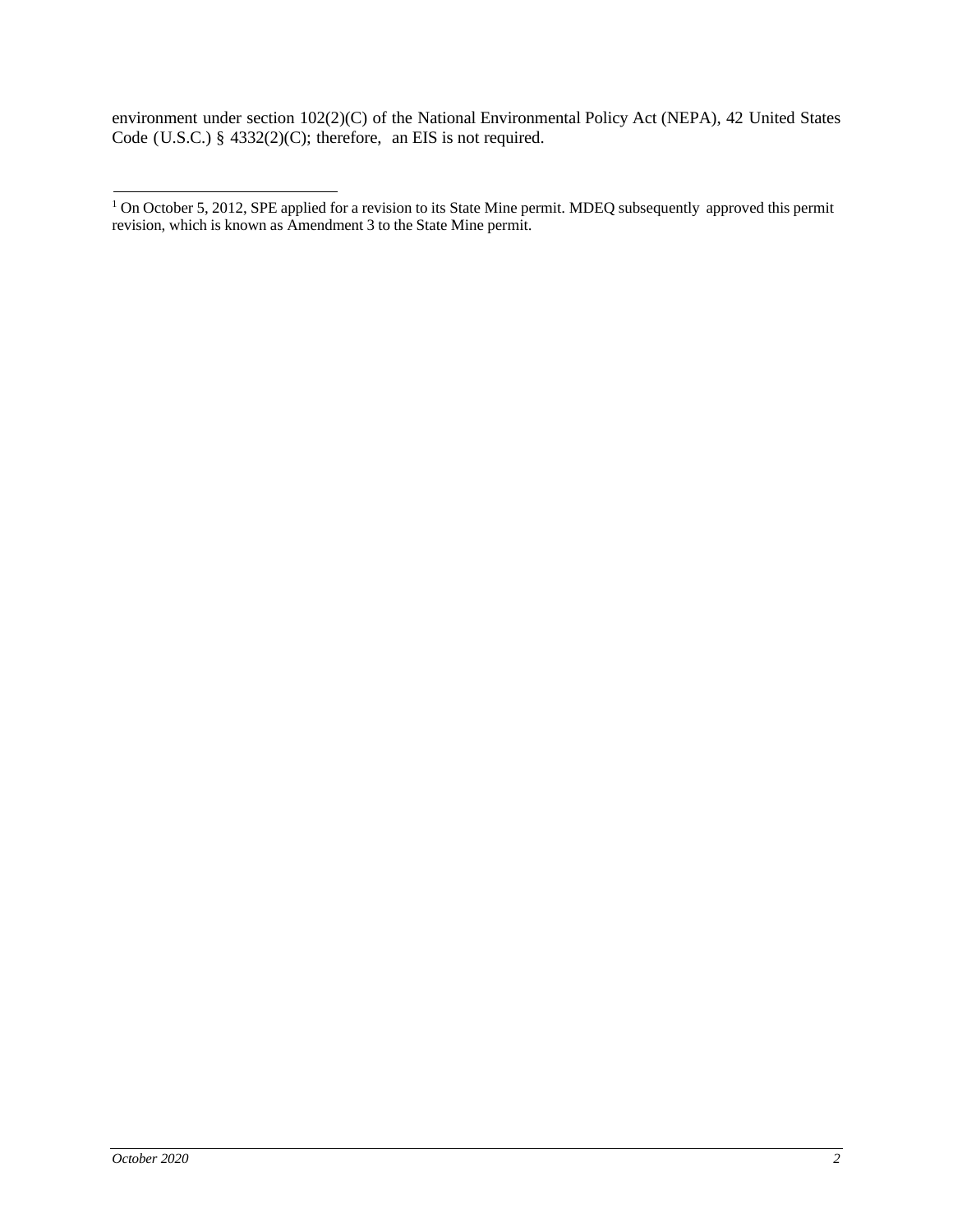environment under section 102(2)(C) of the National Environmental Policy Act (NEPA), 42 United States Code (U.S.C.) § 4332(2)(C); therefore, an EIS is not required.

---

[1] On October 5, 2012, SPE applied for a revision to its State Mine permit. MDEQ subsequently approved this permit revision, which is known as Amendment 3 to the State Mine permit.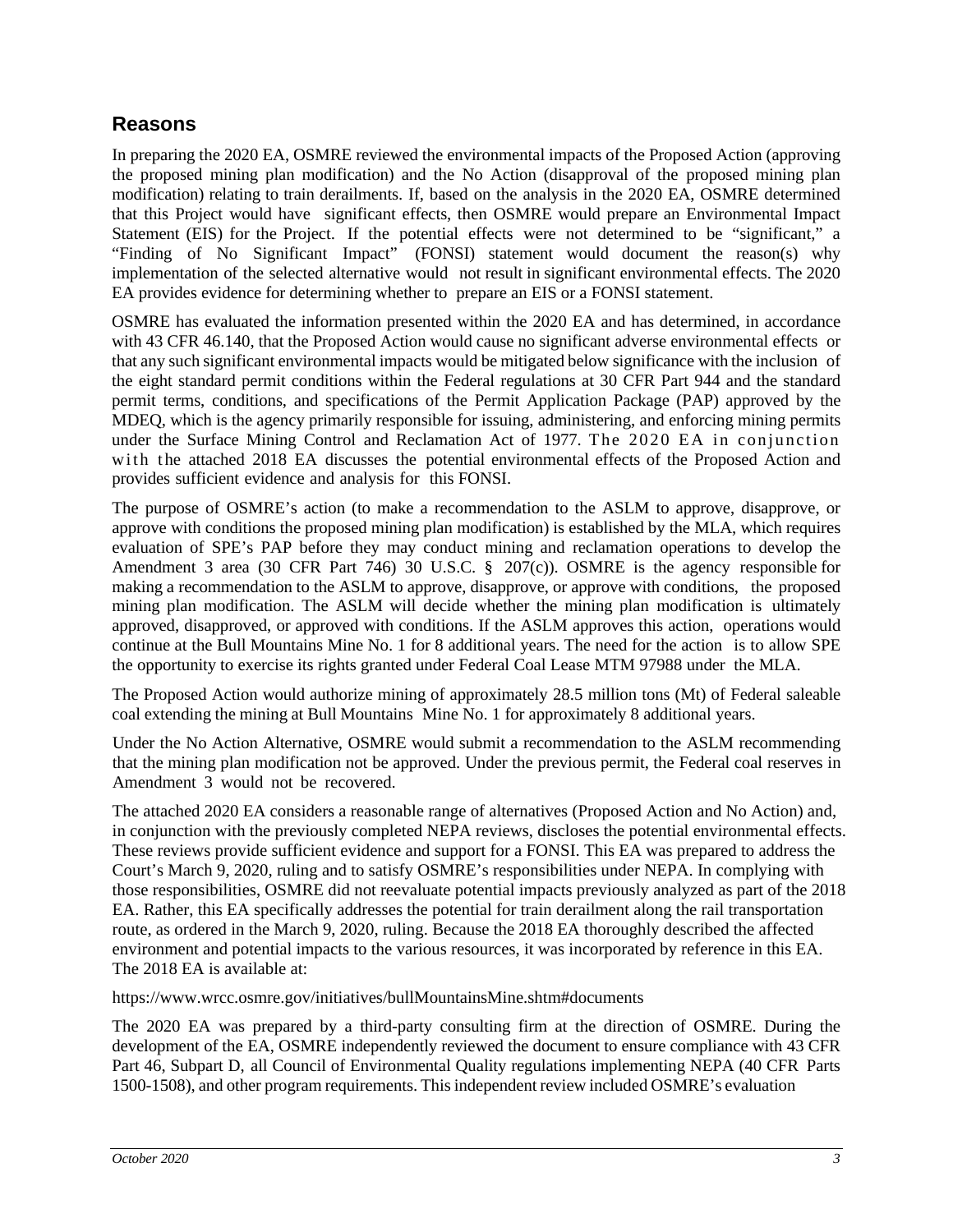## Reasons

In preparing the 2020 EA, OSMRE reviewed the environmental impacts of the Proposed Action (approving the proposed mining plan modification) and the No Action (disapproval of the proposed mining plan modification) relating to train derailments. If, based on the analysis in the 2020 EA, OSMRE determined that this Project would have significant effects, then OSMRE would prepare an Environmental Impact Statement (EIS) for the Project. If the potential effects were not determined to be "significant," a "Finding of No Significant Impact" (FONSI) statement would document the reason(s) why implementation of the selected alternative would not result in significant environmental effects. The 2020 EA provides evidence for determining whether to prepare an EIS or a FONSI statement.

OSMRE has evaluated the information presented within the 2020 EA and has determined, in accordance with 43 CFR 46.140, that the Proposed Action would cause no significant adverse environmental effects or that any such significant environmental impacts would be mitigated below significance with the inclusion of the eight standard permit conditions within the Federal regulations at 30 CFR Part 944 and the standard permit terms, conditions, and specifications of the Permit Application Package (PAP) approved by the MDEQ, which is the agency primarily responsible for issuing, administering, and enforcing mining permits under the Surface Mining Control and Reclamation Act of 1977. The 2020 EA in conjunction with the attached 2018 EA discusses the potential environmental effects of the Proposed Action and provides sufficient evidence and analysis for this FONSI.

The purpose of OSMRE's action (to make a recommendation to the ASLM to approve, disapprove, or approve with conditions the proposed mining plan modification) is established by the MLA, which requires evaluation of SPE's PAP before they may conduct mining and reclamation operations to develop the Amendment 3 area (30 CFR Part 746) 30 U.S.C. § 207(c)). OSMRE is the agency responsible for making a recommendation to the ASLM to approve, disapprove, or approve with conditions, the proposed mining plan modification. The ASLM will decide whether the mining plan modification is ultimately approved, disapproved, or approved with conditions. If the ASLM approves this action, operations would continue at the Bull Mountains Mine No. 1 for 8 additional years. The need for the action is to allow SPE the opportunity to exercise its rights granted under Federal Coal Lease MTM 97988 under the MLA.

The Proposed Action would authorize mining of approximately 28.5 million tons (Mt) of Federal saleable coal extending the mining at Bull Mountains Mine No. 1 for approximately 8 additional years.

Under the No Action Alternative, OSMRE would submit a recommendation to the ASLM recommending that the mining plan modification not be approved. Under the previous permit, the Federal coal reserves in Amendment 3 would not be recovered.

The attached 2020 EA considers a reasonable range of alternatives (Proposed Action and No Action) and, in conjunction with the previously completed NEPA reviews, discloses the potential environmental effects. These reviews provide sufficient evidence and support for a FONSI. This EA was prepared to address the Court's March 9, 2020, ruling and to satisfy OSMRE's responsibilities under NEPA. In complying with those responsibilities, OSMRE did not reevaluate potential impacts previously analyzed as part of the 2018 EA. Rather, this EA specifically addresses the potential for train derailment along the rail transportation route, as ordered in the March 9, 2020, ruling. Because the 2018 EA thoroughly described the affected environment and potential impacts to the various resources, it was incorporated by reference in this EA. The 2018 EA is available at:

https://www.wrcc.osmre.gov/initiatives/bullMountainsMine.shtm#documents

The 2020 EA was prepared by a third-party consulting firm at the direction of OSMRE. During the development of the EA, OSMRE independently reviewed the document to ensure compliance with 43 CFR Part 46, Subpart D, all Council of Environmental Quality regulations implementing NEPA (40 CFR Parts 1500-1508), and other program requirements. This independent review included OSMRE's evaluation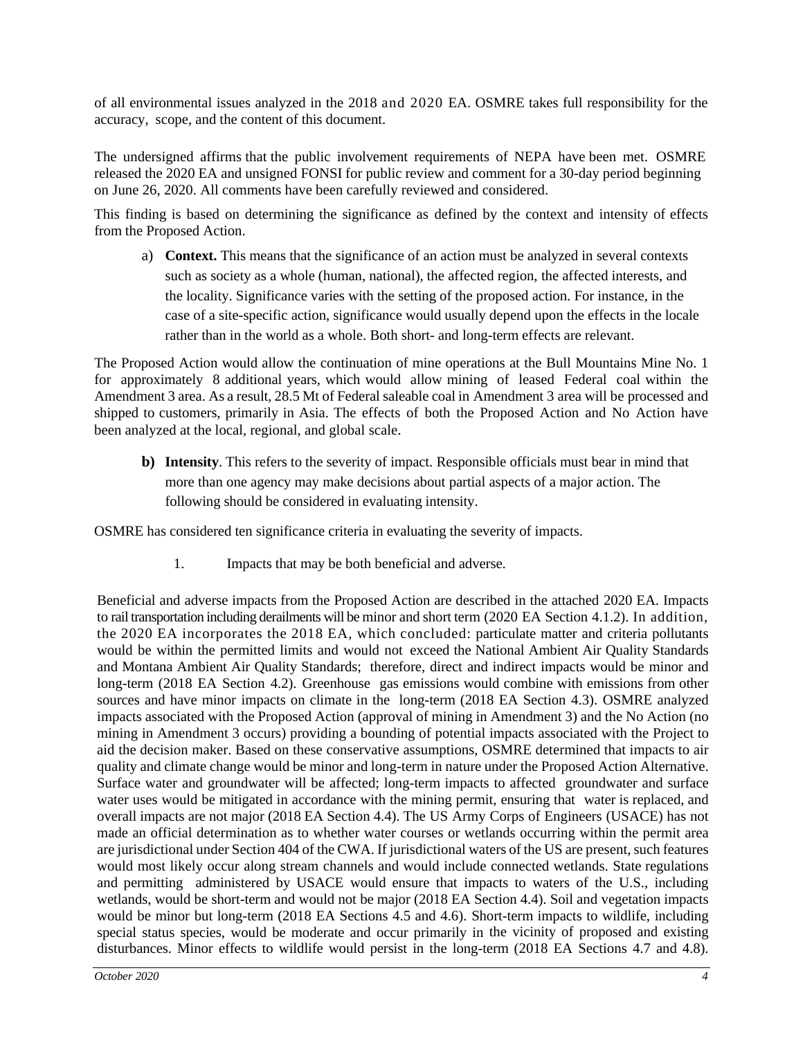of all environmental issues analyzed in the 2018 and 2020 EA. OSMRE takes full responsibility for the accuracy, scope, and the content of this document.

The undersigned affirms that the public involvement requirements of NEPA have been met. OSMRE released the 2020 EA and unsigned FONSI for public review and comment for a 30-day period beginning on June 26, 2020. All comments have been carefully reviewed and considered.

This finding is based on determining the significance as defined by the context and intensity of effects from the Proposed Action.

a) **Context.** This means that the significance of an action must be analyzed in several contexts such as society as a whole (human, national), the affected region, the affected interests, and the locality. Significance varies with the setting of the proposed action. For instance, in the case of a site-specific action, significance would usually depend upon the effects in the locale rather than in the world as a whole. Both short- and long-term effects are relevant.

The Proposed Action would allow the continuation of mine operations at the Bull Mountains Mine No. 1 for approximately 8 additional years, which would allow mining of leased Federal coal within the Amendment 3 area. As a result, 28.5 Mt of Federal saleable coal in Amendment 3 area will be processed and shipped to customers, primarily in Asia. The effects of both the Proposed Action and No Action have been analyzed at the local, regional, and global scale.

**b) Intensity**. This refers to the severity of impact. Responsible officials must bear in mind that more than one agency may make decisions about partial aspects of a major action. The following should be considered in evaluating intensity.

OSMRE has considered ten significance criteria in evaluating the severity of impacts.

1. Impacts that may be both beneficial and adverse.

Beneficial and adverse impacts from the Proposed Action are described in the attached 2020 EA. Impacts to rail transportation including derailments will be minor and short term (2020 EA Section 4.1.2). In addition, the 2020 EA incorporates the 2018 EA, which concluded: particulate matter and criteria pollutants would be within the permitted limits and would not exceed the National Ambient Air Quality Standards and Montana Ambient Air Quality Standards; therefore, direct and indirect impacts would be minor and long-term (2018 EA Section 4.2). Greenhouse gas emissions would combine with emissions from other sources and have minor impacts on climate in the long-term (2018 EA Section 4.3). OSMRE analyzed impacts associated with the Proposed Action (approval of mining in Amendment 3) and the No Action (no mining in Amendment 3 occurs) providing a bounding of potential impacts associated with the Project to aid the decision maker. Based on these conservative assumptions, OSMRE determined that impacts to air quality and climate change would be minor and long-term in nature under the Proposed Action Alternative. Surface water and groundwater will be affected; long-term impacts to affected groundwater and surface water uses would be mitigated in accordance with the mining permit, ensuring that water is replaced, and overall impacts are not major (2018 EA Section 4.4). The US Army Corps of Engineers (USACE) has not made an official determination as to whether water courses or wetlands occurring within the permit area are jurisdictional under Section 404 of the CWA. If jurisdictional waters of the US are present, such features would most likely occur along stream channels and would include connected wetlands. State regulations and permitting administered by USACE would ensure that impacts to waters of the U.S., including wetlands, would be short-term and would not be major (2018 EA Section 4.4). Soil and vegetation impacts would be minor but long-term (2018 EA Sections 4.5 and 4.6). Short-term impacts to wildlife, including special status species, would be moderate and occur primarily in the vicinity of proposed and existing disturbances. Minor effects to wildlife would persist in the long-term (2018 EA Sections 4.7 and 4.8).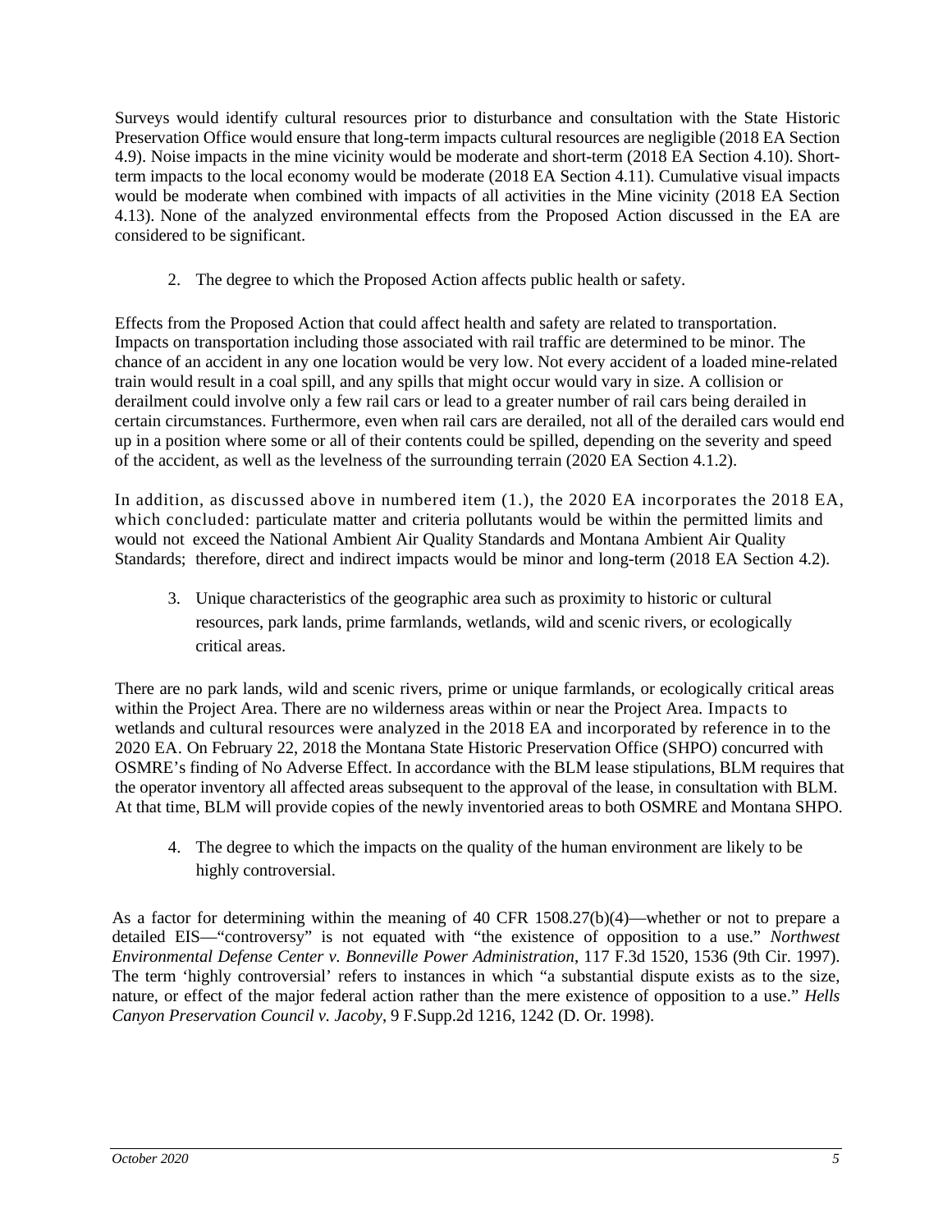Surveys would identify cultural resources prior to disturbance and consultation with the State Historic Preservation Office would ensure that long-term impacts cultural resources are negligible (2018 EA Section 4.9). Noise impacts in the mine vicinity would be moderate and short-term (2018 EA Section 4.10). Short-term impacts to the local economy would be moderate (2018 EA Section 4.11). Cumulative visual impacts would be moderate when combined with impacts of all activities in the Mine vicinity (2018 EA Section 4.13). None of the analyzed environmental effects from the Proposed Action discussed in the EA are considered to be significant.

2. The degree to which the Proposed Action affects public health or safety.

Effects from the Proposed Action that could affect health and safety are related to transportation. Impacts on transportation including those associated with rail traffic are determined to be minor. The chance of an accident in any one location would be very low. Not every accident of a loaded mine-related train would result in a coal spill, and any spills that might occur would vary in size. A collision or derailment could involve only a few rail cars or lead to a greater number of rail cars being derailed in certain circumstances. Furthermore, even when rail cars are derailed, not all of the derailed cars would end up in a position where some or all of their contents could be spilled, depending on the severity and speed of the accident, as well as the levelness of the surrounding terrain (2020 EA Section 4.1.2).

In addition, as discussed above in numbered item (1.), the 2020 EA incorporates the 2018 EA, which concluded: particulate matter and criteria pollutants would be within the permitted limits and would not exceed the National Ambient Air Quality Standards and Montana Ambient Air Quality Standards; therefore, direct and indirect impacts would be minor and long-term (2018 EA Section 4.2).

3. Unique characteristics of the geographic area such as proximity to historic or cultural resources, park lands, prime farmlands, wetlands, wild and scenic rivers, or ecologically critical areas.

There are no park lands, wild and scenic rivers, prime or unique farmlands, or ecologically critical areas within the Project Area. There are no wilderness areas within or near the Project Area. Impacts to wetlands and cultural resources were analyzed in the 2018 EA and incorporated by reference in to the 2020 EA. On February 22, 2018 the Montana State Historic Preservation Office (SHPO) concurred with OSMRE's finding of No Adverse Effect. In accordance with the BLM lease stipulations, BLM requires that the operator inventory all affected areas subsequent to the approval of the lease, in consultation with BLM. At that time, BLM will provide copies of the newly inventoried areas to both OSMRE and Montana SHPO.

4. The degree to which the impacts on the quality of the human environment are likely to be highly controversial.

As a factor for determining within the meaning of 40 CFR 1508.27(b)(4)—whether or not to prepare a detailed EIS—"controversy" is not equated with "the existence of opposition to a use." *Northwest Environmental Defense Center v. Bonneville Power Administration*, 117 F.3d 1520, 1536 (9th Cir. 1997). The term 'highly controversial' refers to instances in which "a substantial dispute exists as to the size, nature, or effect of the major federal action rather than the mere existence of opposition to a use." *Hells Canyon Preservation Council v. Jacoby*, 9 F.Supp.2d 1216, 1242 (D. Or. 1998).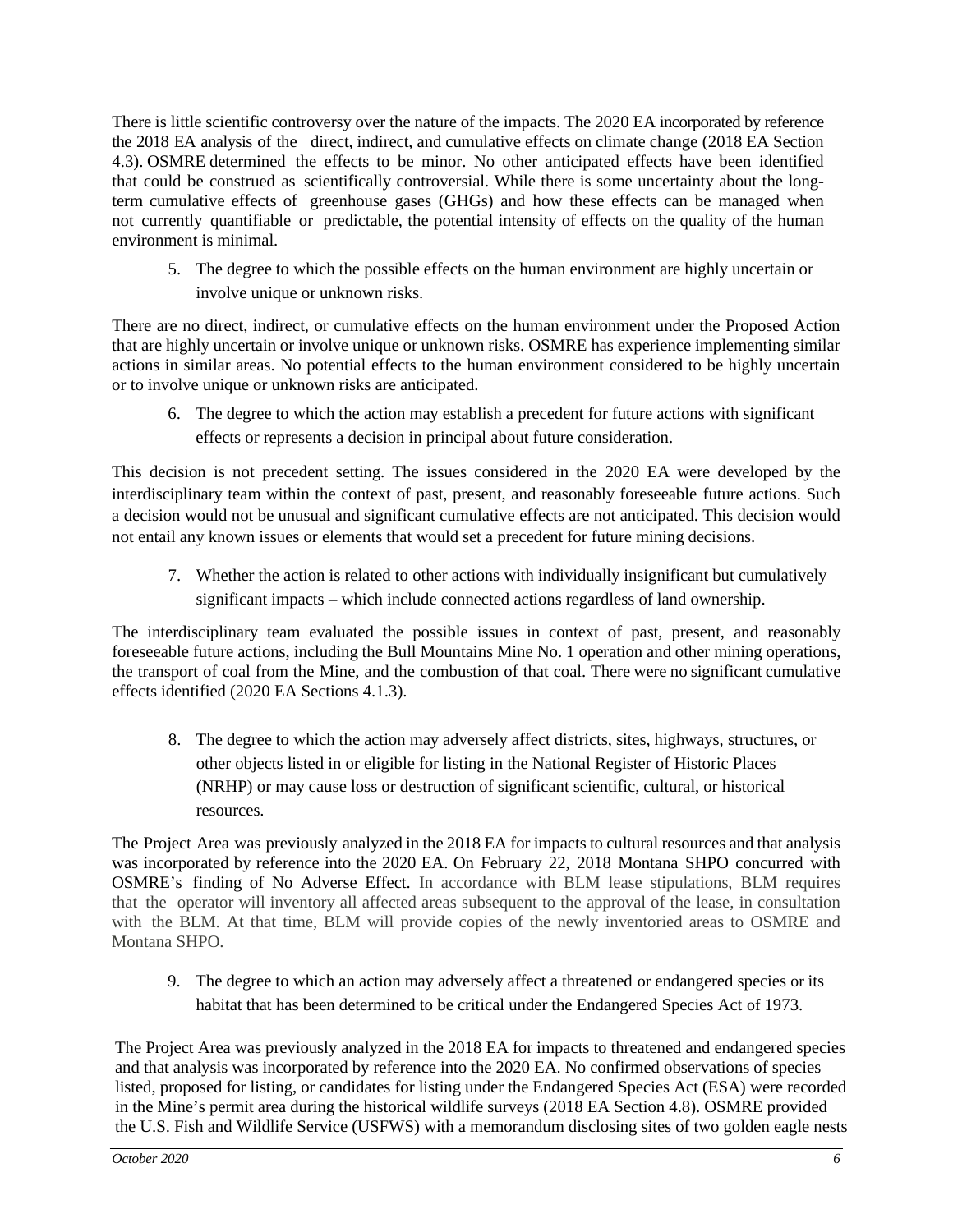There is little scientific controversy over the nature of the impacts. The 2020 EA incorporated by reference the 2018 EA analysis of the direct, indirect, and cumulative effects on climate change (2018 EA Section 4.3). OSMRE determined the effects to be minor. No other anticipated effects have been identified that could be construed as scientifically controversial. While there is some uncertainty about the long-term cumulative effects of greenhouse gases (GHGs) and how these effects can be managed when not currently quantifiable or predictable, the potential intensity of effects on the quality of the human environment is minimal.

5. The degree to which the possible effects on the human environment are highly uncertain or involve unique or unknown risks.

There are no direct, indirect, or cumulative effects on the human environment under the Proposed Action that are highly uncertain or involve unique or unknown risks. OSMRE has experience implementing similar actions in similar areas. No potential effects to the human environment considered to be highly uncertain or to involve unique or unknown risks are anticipated.

6. The degree to which the action may establish a precedent for future actions with significant effects or represents a decision in principal about future consideration.

This decision is not precedent setting. The issues considered in the 2020 EA were developed by the interdisciplinary team within the context of past, present, and reasonably foreseeable future actions. Such a decision would not be unusual and significant cumulative effects are not anticipated. This decision would not entail any known issues or elements that would set a precedent for future mining decisions.

7. Whether the action is related to other actions with individually insignificant but cumulatively significant impacts – which include connected actions regardless of land ownership.

The interdisciplinary team evaluated the possible issues in context of past, present, and reasonably foreseeable future actions, including the Bull Mountains Mine No. 1 operation and other mining operations, the transport of coal from the Mine, and the combustion of that coal. There were no significant cumulative effects identified (2020 EA Sections 4.1.3).

8. The degree to which the action may adversely affect districts, sites, highways, structures, or other objects listed in or eligible for listing in the National Register of Historic Places (NRHP) or may cause loss or destruction of significant scientific, cultural, or historical resources.

The Project Area was previously analyzed in the 2018 EA for impacts to cultural resources and that analysis was incorporated by reference into the 2020 EA. On February 22, 2018 Montana SHPO concurred with OSMRE's finding of No Adverse Effect. In accordance with BLM lease stipulations, BLM requires that the operator will inventory all affected areas subsequent to the approval of the lease, in consultation with the BLM. At that time, BLM will provide copies of the newly inventoried areas to OSMRE and Montana SHPO.

9. The degree to which an action may adversely affect a threatened or endangered species or its habitat that has been determined to be critical under the Endangered Species Act of 1973.

The Project Area was previously analyzed in the 2018 EA for impacts to threatened and endangered species and that analysis was incorporated by reference into the 2020 EA. No confirmed observations of species listed, proposed for listing, or candidates for listing under the Endangered Species Act (ESA) were recorded in the Mine's permit area during the historical wildlife surveys (2018 EA Section 4.8). OSMRE provided the U.S. Fish and Wildlife Service (USFWS) with a memorandum disclosing sites of two golden eagle nests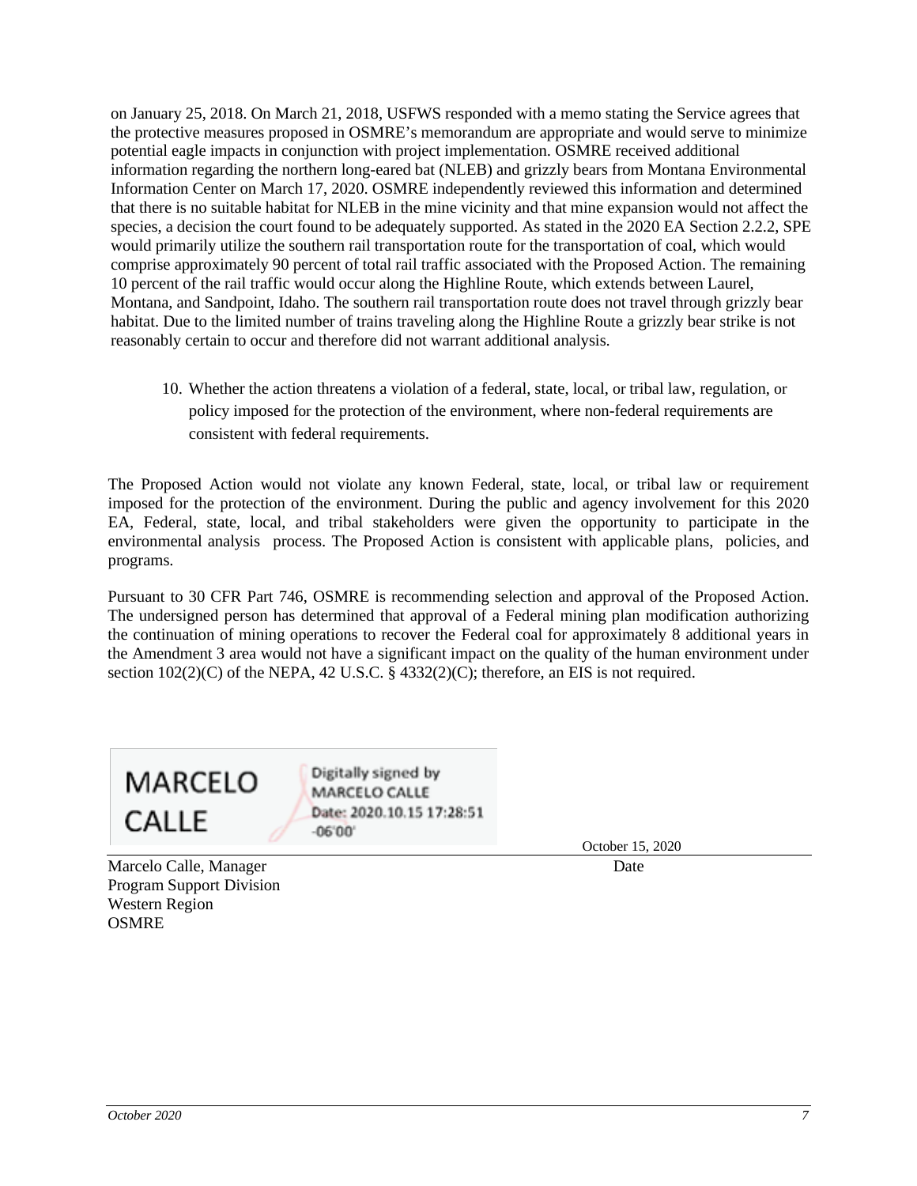on January 25, 2018. On March 21, 2018, USFWS responded with a memo stating the Service agrees that the protective measures proposed in OSMRE's memorandum are appropriate and would serve to minimize potential eagle impacts in conjunction with project implementation. OSMRE received additional information regarding the northern long-eared bat (NLEB) and grizzly bears from Montana Environmental Information Center on March 17, 2020. OSMRE independently reviewed this information and determined that there is no suitable habitat for NLEB in the mine vicinity and that mine expansion would not affect the species, a decision the court found to be adequately supported. As stated in the 2020 EA Section 2.2.2, SPE would primarily utilize the southern rail transportation route for the transportation of coal, which would comprise approximately 90 percent of total rail traffic associated with the Proposed Action. The remaining 10 percent of the rail traffic would occur along the Highline Route, which extends between Laurel, Montana, and Sandpoint, Idaho. The southern rail transportation route does not travel through grizzly bear habitat. Due to the limited number of trains traveling along the Highline Route a grizzly bear strike is not reasonably certain to occur and therefore did not warrant additional analysis.

10. Whether the action threatens a violation of a federal, state, local, or tribal law, regulation, or policy imposed for the protection of the environment, where non-federal requirements are consistent with federal requirements.

The Proposed Action would not violate any known Federal, state, local, or tribal law or requirement imposed for the protection of the environment. During the public and agency involvement for this 2020 EA, Federal, state, local, and tribal stakeholders were given the opportunity to participate in the environmental analysis process. The Proposed Action is consistent with applicable plans, policies, and programs.

Pursuant to 30 CFR Part 746, OSMRE is recommending selection and approval of the Proposed Action. The undersigned person has determined that approval of a Federal mining plan modification authorizing the continuation of mining operations to recover the Federal coal for approximately 8 additional years in the Amendment 3 area would not have a significant impact on the quality of the human environment under section 102(2)(C) of the NEPA, 42 U.S.C. § 4332(2)(C); therefore, an EIS is not required.

MARCELO CALLE
Digitally signed by MARCELO CALLE
Date: 2020.10.15 17:28:51 -06'00'

October 15, 2020

Marcelo Calle, Manager
Program Support Division
Western Region
OSMRE

Date